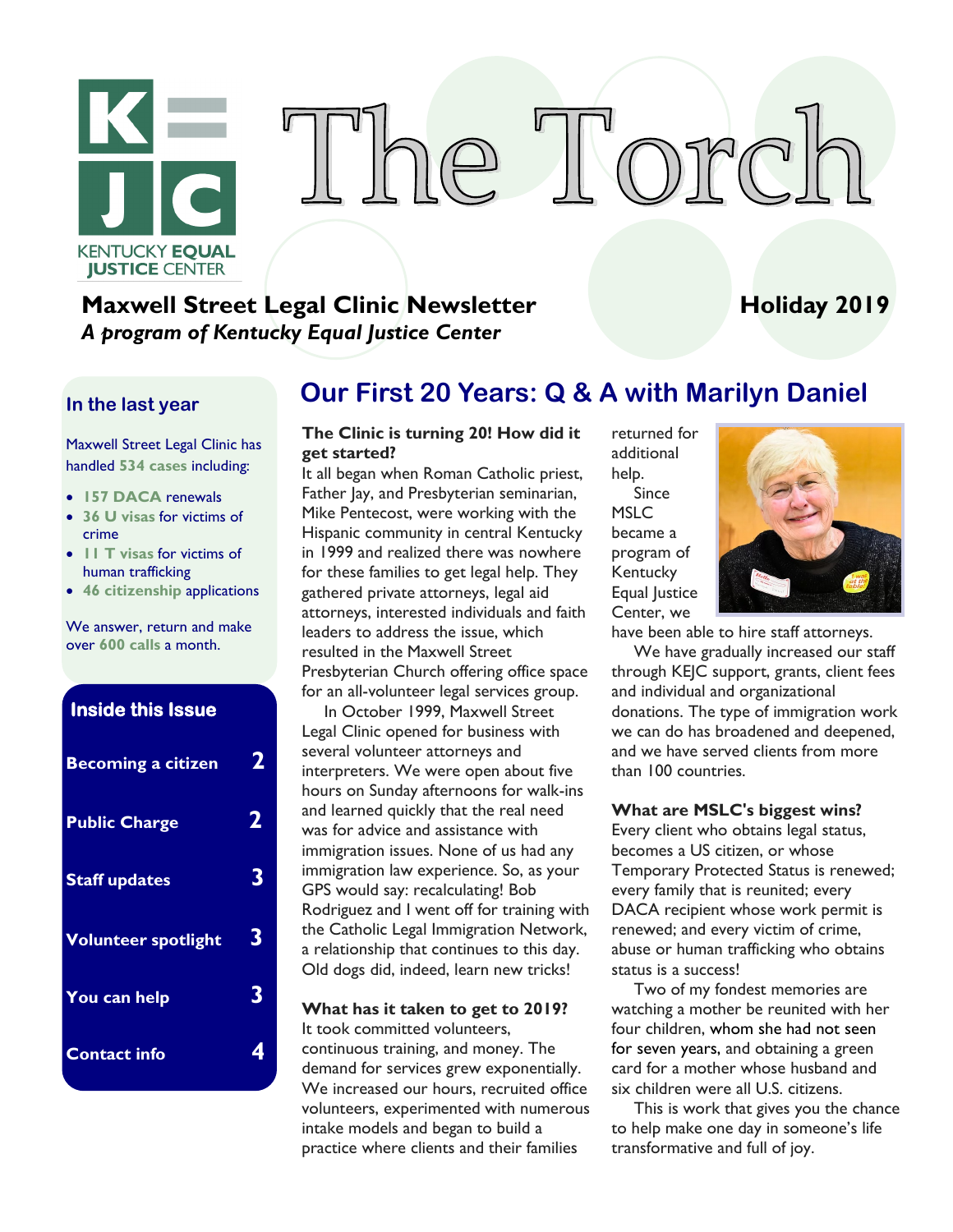# The Torch

KENTUCKY EQUAL JUSTICE CENTER

**Maxwell Street Legal Clinic Newsletter**
***A program of Kentucky Equal Justice Center***

**Holiday 2019**

### In the last year

Maxwell Street Legal Clinic has handled **534 cases** including:

- **157 DACA** renewals
- **36 U visas** for victims of crime
- **11 T visas** for victims of human trafficking
- **46 citizenship** applications

We answer, return and make over **600 calls** a month.

### Inside this Issue

| | |
|---|---|
| **Becoming a citizen** | **2** |
| **Public Charge** | **2** |
| **Staff updates** | **3** |
| **Volunteer spotlight** | **3** |
| **You can help** | **3** |
| **Contact info** | **4** |

## Our First 20 Years: Q & A with Marilyn Daniel

**The Clinic is turning 20! How did it get started?**
It all began when Roman Catholic priest, Father Jay, and Presbyterian seminarian, Mike Pentecost, were working with the Hispanic community in central Kentucky in 1999 and realized there was nowhere for these families to get legal help. They gathered private attorneys, legal aid attorneys, interested individuals and faith leaders to address the issue, which resulted in the Maxwell Street Presbyterian Church offering office space for an all-volunteer legal services group.

In October 1999, Maxwell Street Legal Clinic opened for business with several volunteer attorneys and interpreters. We were open about five hours on Sunday afternoons for walk-ins and learned quickly that the real need was for advice and assistance with immigration issues. None of us had any immigration law experience. So, as your GPS would say: recalculating! Bob Rodriguez and I went off for training with the Catholic Legal Immigration Network, a relationship that continues to this day. Old dogs did, indeed, learn new tricks!

**What has it taken to get to 2019?**
It took committed volunteers, continuous training, and money. The demand for services grew exponentially. We increased our hours, recruited office volunteers, experimented with numerous intake models and began to build a practice where clients and their families returned for additional help.

Since MSLC became a program of Kentucky Equal Justice Center, we have been able to hire staff attorneys.

We have gradually increased our staff through KEJC support, grants, client fees and individual and organizational donations. The type of immigration work we can do has broadened and deepened, and we have served clients from more than 100 countries.

**What are MSLC's biggest wins?**
Every client who obtains legal status, becomes a US citizen, or whose Temporary Protected Status is renewed; every family that is reunited; every DACA recipient whose work permit is renewed; and every victim of crime, abuse or human trafficking who obtains status is a success!

Two of my fondest memories are watching a mother be reunited with her four children, whom she had not seen for seven years, and obtaining a green card for a mother whose husband and six children were all U.S. citizens.

This is work that gives you the chance to help make one day in someone's life transformative and full of joy.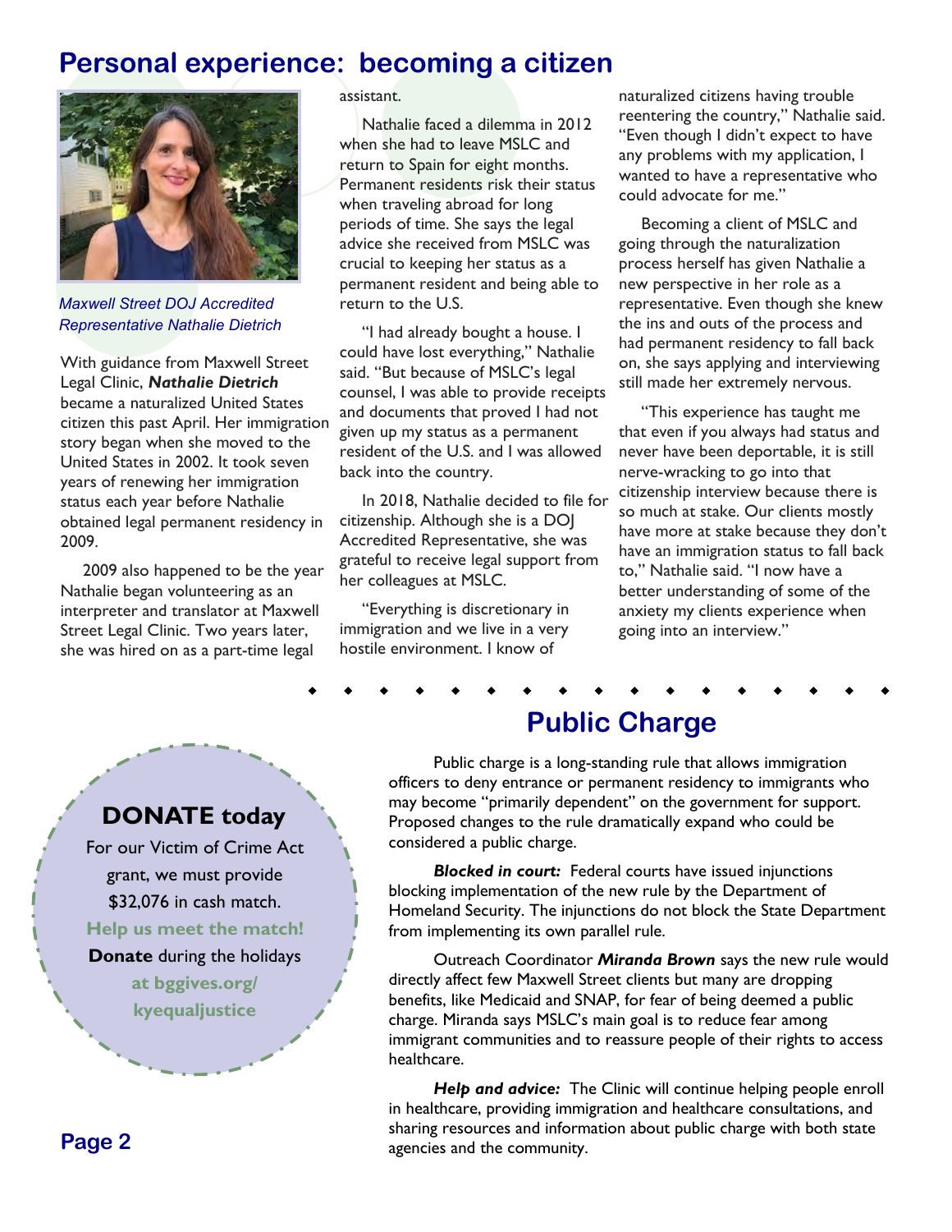# Personal experience: becoming a citizen

*Maxwell Street DOJ Accredited Representative Nathalie Dietrich*

With guidance from Maxwell Street Legal Clinic, ***Nathalie Dietrich*** became a naturalized United States citizen this past April. Her immigration story began when she moved to the United States in 2002. It took seven years of renewing her immigration status each year before Nathalie obtained legal permanent residency in 2009.

2009 also happened to be the year Nathalie began volunteering as an interpreter and translator at Maxwell Street Legal Clinic. Two years later, she was hired on as a part-time legal assistant.

Nathalie faced a dilemma in 2012 when she had to leave MSLC and return to Spain for eight months. Permanent residents risk their status when traveling abroad for long periods of time. She says the legal advice she received from MSLC was crucial to keeping her status as a permanent resident and being able to return to the U.S.

"I had already bought a house. I could have lost everything," Nathalie said. "But because of MSLC's legal counsel, I was able to provide receipts and documents that proved I had not given up my status as a permanent resident of the U.S. and I was allowed back into the country.

In 2018, Nathalie decided to file for citizenship. Although she is a DOJ Accredited Representative, she was grateful to receive legal support from her colleagues at MSLC.

"Everything is discretionary in immigration and we live in a very hostile environment. I know of naturalized citizens having trouble reentering the country," Nathalie said. "Even though I didn't expect to have any problems with my application, I wanted to have a representative who could advocate for me."

Becoming a client of MSLC and going through the naturalization process herself has given Nathalie a new perspective in her role as a representative. Even though she knew the ins and outs of the process and had permanent residency to fall back on, she says applying and interviewing still made her extremely nervous.

"This experience has taught me that even if you always had status and never have been deportable, it is still nerve-wracking to go into that citizenship interview because there is so much at stake. Our clients mostly have more at stake because they don't have an immigration status to fall back to," Nathalie said. "I now have a better understanding of some of the anxiety my clients experience when going into an interview."

## Public Charge

Public charge is a long-standing rule that allows immigration officers to deny entrance or permanent residency to immigrants who may become "primarily dependent" on the government for support. Proposed changes to the rule dramatically expand who could be considered a public charge.

***Blocked in court:*** Federal courts have issued injunctions blocking implementation of the new rule by the Department of Homeland Security. The injunctions do not block the State Department from implementing its own parallel rule.

Outreach Coordinator ***Miranda Brown*** says the new rule would directly affect few Maxwell Street clients but many are dropping benefits, like Medicaid and SNAP, for fear of being deemed a public charge. Miranda says MSLC's main goal is to reduce fear among immigrant communities and to reassure people of their rights to access healthcare.

***Help and advice:*** The Clinic will continue helping people enroll in healthcare, providing immigration and healthcare consultations, and sharing resources and information about public charge with both state agencies and the community.

**DONATE today**

For our Victim of Crime Act grant, we must provide $32,076 in cash match.

**Help us meet the match!**

**Donate** during the holidays **at bggives.org/kyequaljustice**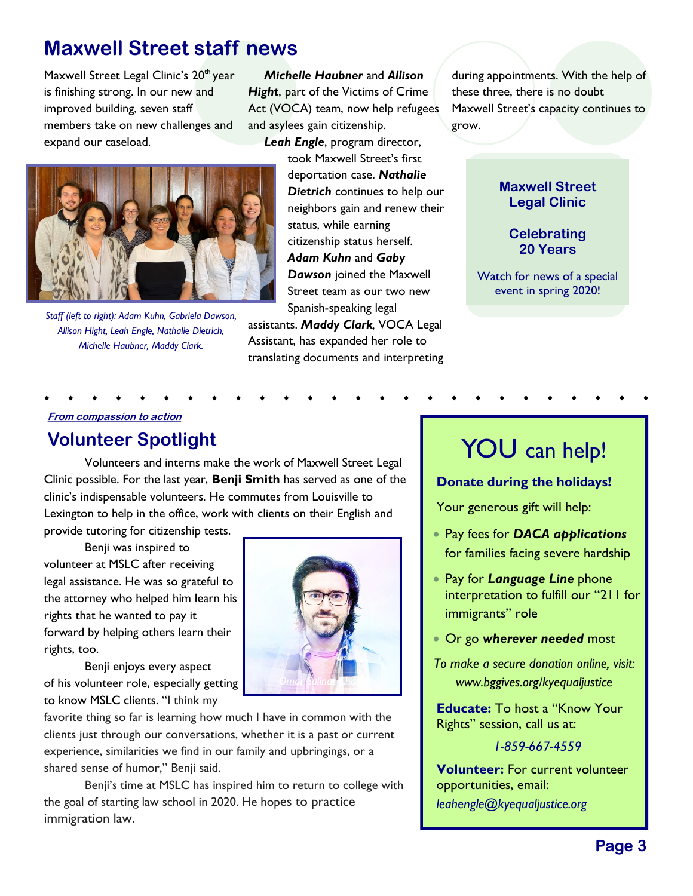## Maxwell Street staff news

Maxwell Street Legal Clinic's 20th year is finishing strong. In our new and improved building, seven staff members take on new challenges and expand our caseload.

*Staff (left to right): Adam Kuhn, Gabriela Dawson, Allison Hight, Leah Engle, Nathalie Dietrich, Michelle Haubner, Maddy Clark.*

***Michelle Haubner*** and ***Allison Hight***, part of the Victims of Crime Act (VOCA) team, now help refugees and asylees gain citizenship.

***Leah Engle***, program director, took Maxwell Street's first deportation case. ***Nathalie Dietrich*** continues to help our neighbors gain and renew their status, while earning citizenship status herself. ***Adam Kuhn*** and ***Gaby Dawson*** joined the Maxwell Street team as our two new Spanish-speaking legal assistants. ***Maddy Clark***, VOCA Legal Assistant, has expanded her role to translating documents and interpreting during appointments. With the help of these three, there is no doubt Maxwell Street's capacity continues to grow.

**Maxwell Street Legal Clinic**

**Celebrating 20 Years**

Watch for news of a special event in spring 2020!

---

***From compassion to action***

## Volunteer Spotlight

Volunteers and interns make the work of Maxwell Street Legal Clinic possible. For the last year, **Benji Smith** has served as one of the clinic's indispensable volunteers. He commutes from Louisville to Lexington to help in the office, work with clients on their English and provide tutoring for citizenship tests.

Benji was inspired to volunteer at MSLC after receiving legal assistance. He was so grateful to the attorney who helped him learn his rights that he wanted to pay it forward by helping others learn their rights, too.

Benji enjoys every aspect of his volunteer role, especially getting to know MSLC clients. "I think my favorite thing so far is learning how much I have in common with the clients just through our conversations, whether it is a past or current experience, similarities we find in our family and upbringings, or a shared sense of humor," Benji said.

Benji's time at MSLC has inspired him to return to college with the goal of starting law school in 2020. He hopes to practice immigration law.

## YOU can help!

**Donate during the holidays!**

Your generous gift will help:

- Pay fees for ***DACA applications*** for families facing severe hardship
- Pay for ***Language Line*** phone interpretation to fulfill our "211 for immigrants" role
- Or go ***wherever needed*** most

*To make a secure donation online, visit: www.bggives.org/kyequaljustice*

**Educate:** To host a "Know Your Rights" session, call us at:

*1-859-667-4559*

**Volunteer:** For current volunteer opportunities, email:

*leahengle@kyequaljustice.org*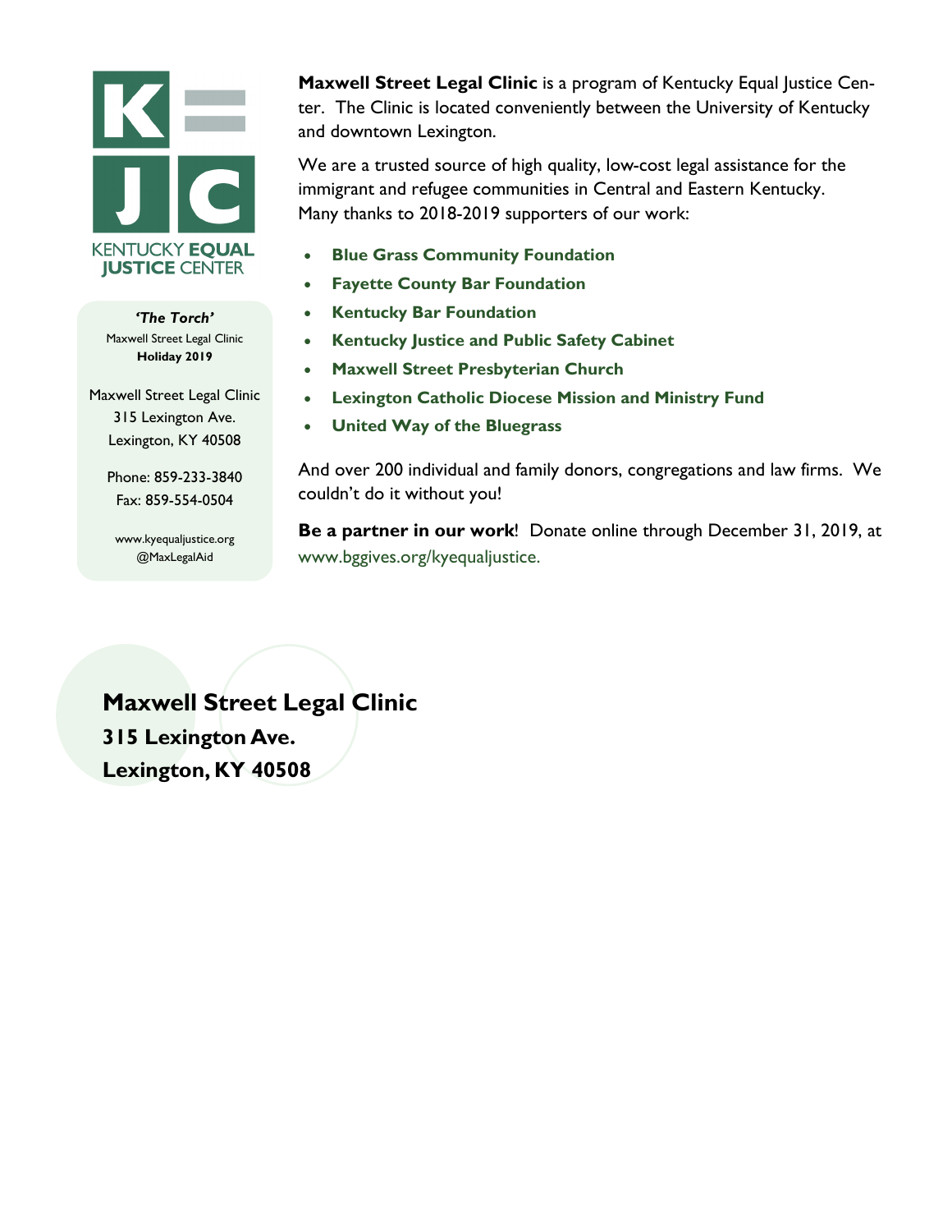KENTUCKY **EQUAL JUSTICE** CENTER

***'The Torch'***
Maxwell Street Legal Clinic
**Holiday 2019**

Maxwell Street Legal Clinic
315 Lexington Ave.
Lexington, KY 40508

Phone: 859-233-3840
Fax: 859-554-0504

www.kyequaljustice.org
@MaxLegalAid

**Maxwell Street Legal Clinic** is a program of Kentucky Equal Justice Center. The Clinic is located conveniently between the University of Kentucky and downtown Lexington.

We are a trusted source of high quality, low-cost legal assistance for the immigrant and refugee communities in Central and Eastern Kentucky. Many thanks to 2018-2019 supporters of our work:

- **Blue Grass Community Foundation**
- **Fayette County Bar Foundation**
- **Kentucky Bar Foundation**
- **Kentucky Justice and Public Safety Cabinet**
- **Maxwell Street Presbyterian Church**
- **Lexington Catholic Diocese Mission and Ministry Fund**
- **United Way of the Bluegrass**

And over 200 individual and family donors, congregations and law firms. We couldn't do it without you!

**Be a partner in our work**! Donate online through December 31, 2019, at www.bggives.org/kyequaljustice.

**Maxwell Street Legal Clinic**
**315 Lexington Ave.**
**Lexington, KY 40508**